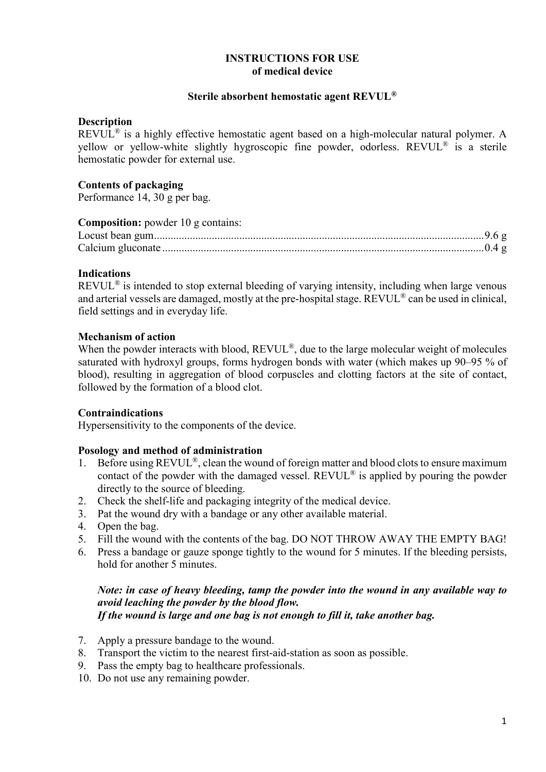# INSTRUCTIONS FOR USE
## of medical device

### Sterile absorbent hemostatic agent REVUL®

**Description**

REVUL® is a highly effective hemostatic agent based on a high-molecular natural polymer. A yellow or yellow-white slightly hygroscopic fine powder, odorless. REVUL® is a sterile hemostatic powder for external use.

**Contents of packaging**

Performance 14, 30 g per bag.

**Composition:** powder 10 g contains:

Locust bean gum....................................................................................................................9.6 g
Calcium gluconate..................................................................................................................0.4 g

**Indications**

REVUL® is intended to stop external bleeding of varying intensity, including when large venous and arterial vessels are damaged, mostly at the pre-hospital stage. REVUL® can be used in clinical, field settings and in everyday life.

**Mechanism of action**

When the powder interacts with blood, REVUL®, due to the large molecular weight of molecules saturated with hydroxyl groups, forms hydrogen bonds with water (which makes up 90–95 % of blood), resulting in aggregation of blood corpuscles and clotting factors at the site of contact, followed by the formation of a blood clot.

**Contraindications**

Hypersensitivity to the components of the device.

**Posology and method of administration**

1. Before using REVUL®, clean the wound of foreign matter and blood clots to ensure maximum contact of the powder with the damaged vessel. REVUL® is applied by pouring the powder directly to the source of bleeding.
2. Check the shelf-life and packaging integrity of the medical device.
3. Pat the wound dry with a bandage or any other available material.
4. Open the bag.
5. Fill the wound with the contents of the bag. DO NOT THROW AWAY THE EMPTY BAG!
6. Press a bandage or gauze sponge tightly to the wound for 5 minutes. If the bleeding persists, hold for another 5 minutes.

   ***Note: in case of heavy bleeding, tamp the powder into the wound in any available way to avoid leaching the powder by the blood flow.***
   ***If the wound is large and one bag is not enough to fill it, take another bag.***

7. Apply a pressure bandage to the wound.
8. Transport the victim to the nearest first-aid-station as soon as possible.
9. Pass the empty bag to healthcare professionals.
10. Do not use any remaining powder.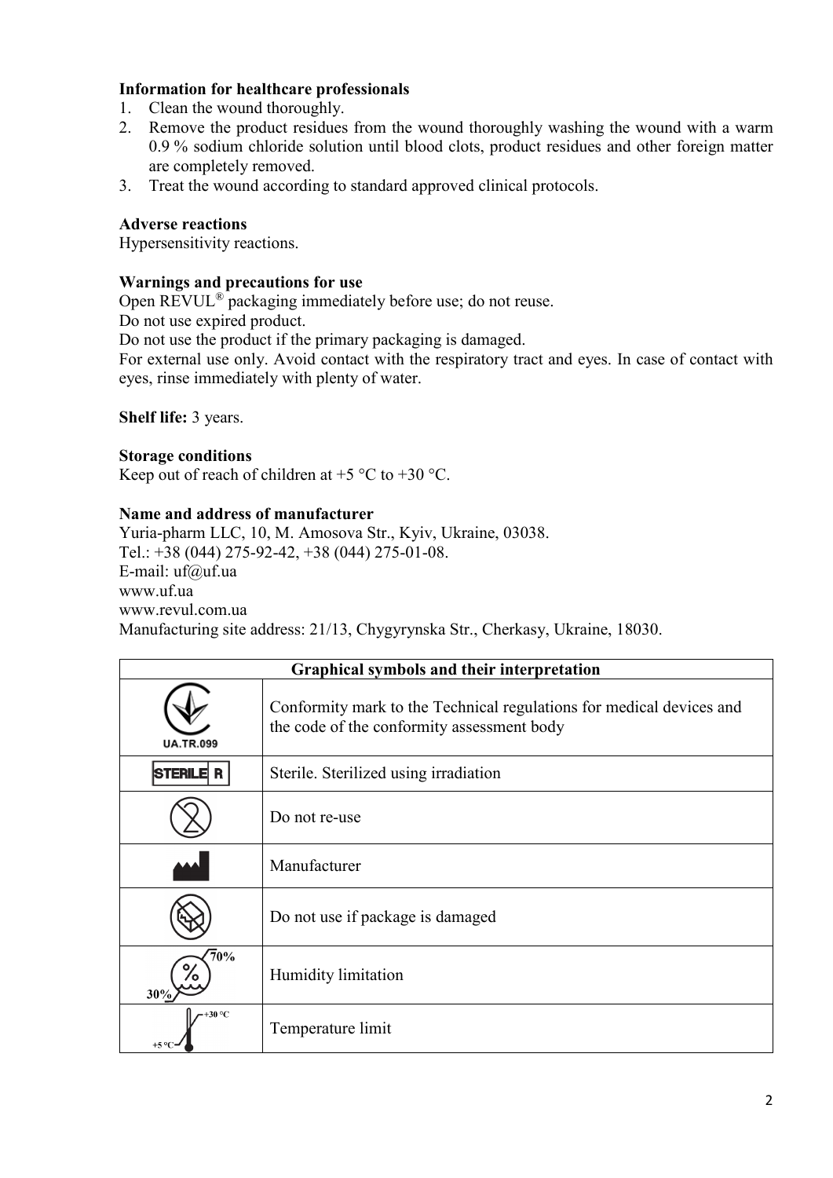**Information for healthcare professionals**

1. Clean the wound thoroughly.
2. Remove the product residues from the wound thoroughly washing the wound with a warm 0.9 % sodium chloride solution until blood clots, product residues and other foreign matter are completely removed.
3. Treat the wound according to standard approved clinical protocols.

**Adverse reactions**

Hypersensitivity reactions.

**Warnings and precautions for use**

Open REVUL® packaging immediately before use; do not reuse.
Do not use expired product.
Do not use the product if the primary packaging is damaged.
For external use only. Avoid contact with the respiratory tract and eyes. In case of contact with eyes, rinse immediately with plenty of water.

**Shelf life:** 3 years.

**Storage conditions**

Keep out of reach of children at +5 °C to +30 °C.

**Name and address of manufacturer**

Yuria-pharm LLC, 10, M. Amosova Str., Kyiv, Ukraine, 03038.
Tel.: +38 (044) 275-92-42, +38 (044) 275-01-08.
E-mail: uf@uf.ua
www.uf.ua
www.revul.com.ua
Manufacturing site address: 21/13, Chygyrynska Str., Cherkasy, Ukraine, 18030.

| Graphical symbols and their interpretation | |
|---|---|
| UA.TR.099 | Conformity mark to the Technical regulations for medical devices and the code of the conformity assessment body |
| STERILE R | Sterile. Sterilized using irradiation |
| | Do not re-use |
| | Manufacturer |
| | Do not use if package is damaged |
| 30% 70% | Humidity limitation |
| +5 °C +30 °C | Temperature limit |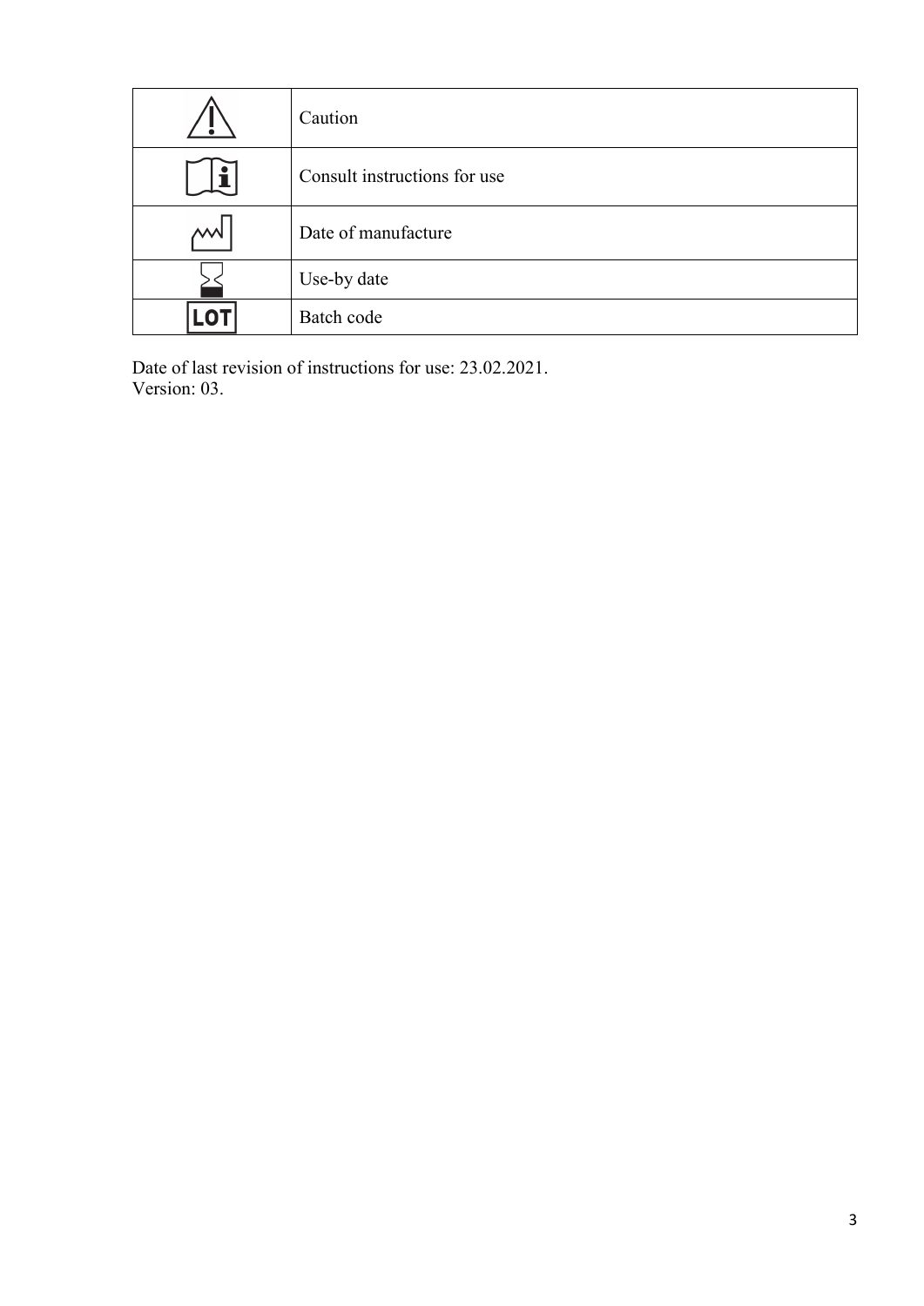| | |
|---|---|
| ⚠ | Caution |
| 🕮 | Consult instructions for use |
| | Date of manufacture |
| ⌛ | Use-by date |
| LOT | Batch code |

Date of last revision of instructions for use: 23.02.2021.
Version: 03.